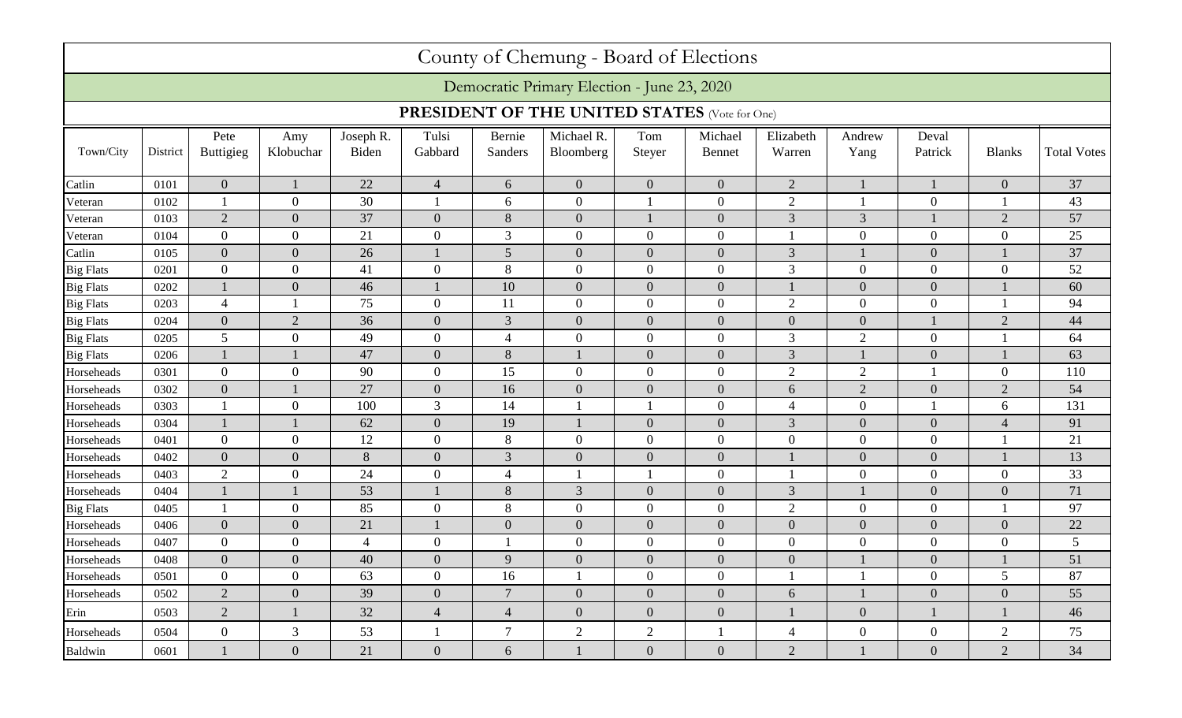# County of Chemung - Board of Elections

## Democratic Primary Election - June 23, 2020

### PRESIDENT OF THE UNITED STATES (Vote for One)

| Town/City | District | Pete Buttigieg | Amy Klobuchar | Joseph R. Biden | Tulsi Gabbard | Bernie Sanders | Michael R. Bloomberg | Tom Steyer | Michael Bennet | Elizabeth Warren | Andrew Yang | Deval Patrick | Blanks | Total Votes |
|---|---|---|---|---|---|---|---|---|---|---|---|---|---|---|
| Catlin | 0101 | 0 | 1 | 22 | 4 | 6 | 0 | 0 | 0 | 2 | 1 | 1 | 0 | 37 |
| Veteran | 0102 | 1 | 0 | 30 | 1 | 6 | 0 | 1 | 0 | 2 | 1 | 0 | 1 | 43 |
| Veteran | 0103 | 2 | 0 | 37 | 0 | 8 | 0 | 1 | 0 | 3 | 3 | 1 | 2 | 57 |
| Veteran | 0104 | 0 | 0 | 21 | 0 | 3 | 0 | 0 | 0 | 1 | 0 | 0 | 0 | 25 |
| Catlin | 0105 | 0 | 0 | 26 | 1 | 5 | 0 | 0 | 0 | 3 | 1 | 0 | 1 | 37 |
| Big Flats | 0201 | 0 | 0 | 41 | 0 | 8 | 0 | 0 | 0 | 3 | 0 | 0 | 0 | 52 |
| Big Flats | 0202 | 1 | 0 | 46 | 1 | 10 | 0 | 0 | 0 | 1 | 0 | 0 | 1 | 60 |
| Big Flats | 0203 | 4 | 1 | 75 | 0 | 11 | 0 | 0 | 0 | 2 | 0 | 0 | 1 | 94 |
| Big Flats | 0204 | 0 | 2 | 36 | 0 | 3 | 0 | 0 | 0 | 0 | 0 | 1 | 2 | 44 |
| Big Flats | 0205 | 5 | 0 | 49 | 0 | 4 | 0 | 0 | 0 | 3 | 2 | 0 | 1 | 64 |
| Big Flats | 0206 | 1 | 1 | 47 | 0 | 8 | 1 | 0 | 0 | 3 | 1 | 0 | 1 | 63 |
| Horseheads | 0301 | 0 | 0 | 90 | 0 | 15 | 0 | 0 | 0 | 2 | 2 | 1 | 0 | 110 |
| Horseheads | 0302 | 0 | 1 | 27 | 0 | 16 | 0 | 0 | 0 | 6 | 2 | 0 | 2 | 54 |
| Horseheads | 0303 | 1 | 0 | 100 | 3 | 14 | 1 | 1 | 0 | 4 | 0 | 1 | 6 | 131 |
| Horseheads | 0304 | 1 | 1 | 62 | 0 | 19 | 1 | 0 | 0 | 3 | 0 | 0 | 4 | 91 |
| Horseheads | 0401 | 0 | 0 | 12 | 0 | 8 | 0 | 0 | 0 | 0 | 0 | 0 | 1 | 21 |
| Horseheads | 0402 | 0 | 0 | 8 | 0 | 3 | 0 | 0 | 0 | 1 | 0 | 0 | 1 | 13 |
| Horseheads | 0403 | 2 | 0 | 24 | 0 | 4 | 1 | 1 | 0 | 1 | 0 | 0 | 0 | 33 |
| Horseheads | 0404 | 1 | 1 | 53 | 1 | 8 | 3 | 0 | 0 | 3 | 1 | 0 | 0 | 71 |
| Big Flats | 0405 | 1 | 0 | 85 | 0 | 8 | 0 | 0 | 0 | 2 | 0 | 0 | 1 | 97 |
| Horseheads | 0406 | 0 | 0 | 21 | 1 | 0 | 0 | 0 | 0 | 0 | 0 | 0 | 0 | 22 |
| Horseheads | 0407 | 0 | 0 | 4 | 0 | 1 | 0 | 0 | 0 | 0 | 0 | 0 | 0 | 5 |
| Horseheads | 0408 | 0 | 0 | 40 | 0 | 9 | 0 | 0 | 0 | 0 | 1 | 0 | 1 | 51 |
| Horseheads | 0501 | 0 | 0 | 63 | 0 | 16 | 1 | 0 | 0 | 1 | 1 | 0 | 5 | 87 |
| Horseheads | 0502 | 2 | 0 | 39 | 0 | 7 | 0 | 0 | 0 | 6 | 1 | 0 | 0 | 55 |
| Erin | 0503 | 2 | 1 | 32 | 4 | 4 | 0 | 0 | 0 | 1 | 0 | 1 | 1 | 46 |
| Horseheads | 0504 | 0 | 3 | 53 | 1 | 7 | 2 | 2 | 1 | 4 | 0 | 0 | 2 | 75 |
| Baldwin | 0601 | 1 | 0 | 21 | 0 | 6 | 1 | 0 | 0 | 2 | 1 | 0 | 2 | 34 |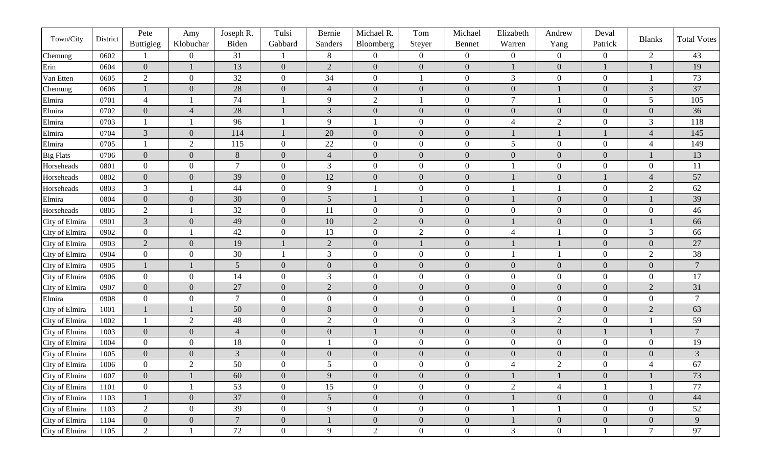| Town/City | District | Pete Buttigieg | Amy Klobuchar | Joseph R. Biden | Tulsi Gabbard | Bernie Sanders | Michael R. Bloomberg | Tom Steyer | Michael Bennet | Elizabeth Warren | Andrew Yang | Deval Patrick | Blanks | Total Votes |
|---|---|---|---|---|---|---|---|---|---|---|---|---|---|---|
| Chemung | 0602 | 1 | 0 | 31 | 1 | 8 | 0 | 0 | 0 | 0 | 0 | 0 | 2 | 43 |
| Erin | 0604 | 0 | 1 | 13 | 0 | 2 | 0 | 0 | 0 | 1 | 0 | 1 | 1 | 19 |
| Van Etten | 0605 | 2 | 0 | 32 | 0 | 34 | 0 | 1 | 0 | 3 | 0 | 0 | 1 | 73 |
| Chemung | 0606 | 1 | 0 | 28 | 0 | 4 | 0 | 0 | 0 | 0 | 1 | 0 | 3 | 37 |
| Elmira | 0701 | 4 | 1 | 74 | 1 | 9 | 2 | 1 | 0 | 7 | 1 | 0 | 5 | 105 |
| Elmira | 0702 | 0 | 4 | 28 | 1 | 3 | 0 | 0 | 0 | 0 | 0 | 0 | 0 | 36 |
| Elmira | 0703 | 1 | 1 | 96 | 1 | 9 | 1 | 0 | 0 | 4 | 2 | 0 | 3 | 118 |
| Elmira | 0704 | 3 | 0 | 114 | 1 | 20 | 0 | 0 | 0 | 1 | 1 | 1 | 4 | 145 |
| Elmira | 0705 | 1 | 2 | 115 | 0 | 22 | 0 | 0 | 0 | 5 | 0 | 0 | 4 | 149 |
| Big Flats | 0706 | 0 | 0 | 8 | 0 | 4 | 0 | 0 | 0 | 0 | 0 | 0 | 1 | 13 |
| Horseheads | 0801 | 0 | 0 | 7 | 0 | 3 | 0 | 0 | 0 | 1 | 0 | 0 | 0 | 11 |
| Horseheads | 0802 | 0 | 0 | 39 | 0 | 12 | 0 | 0 | 0 | 1 | 0 | 1 | 4 | 57 |
| Horseheads | 0803 | 3 | 1 | 44 | 0 | 9 | 1 | 0 | 0 | 1 | 1 | 0 | 2 | 62 |
| Elmira | 0804 | 0 | 0 | 30 | 0 | 5 | 1 | 1 | 0 | 1 | 0 | 0 | 1 | 39 |
| Horseheads | 0805 | 2 | 1 | 32 | 0 | 11 | 0 | 0 | 0 | 0 | 0 | 0 | 0 | 46 |
| City of Elmira | 0901 | 3 | 0 | 49 | 0 | 10 | 2 | 0 | 0 | 1 | 0 | 0 | 1 | 66 |
| City of Elmira | 0902 | 0 | 1 | 42 | 0 | 13 | 0 | 2 | 0 | 4 | 1 | 0 | 3 | 66 |
| City of Elmira | 0903 | 2 | 0 | 19 | 1 | 2 | 0 | 1 | 0 | 1 | 1 | 0 | 0 | 27 |
| City of Elmira | 0904 | 0 | 0 | 30 | 1 | 3 | 0 | 0 | 0 | 1 | 1 | 0 | 2 | 38 |
| City of Elmira | 0905 | 1 | 1 | 5 | 0 | 0 | 0 | 0 | 0 | 0 | 0 | 0 | 0 | 7 |
| City of Elmira | 0906 | 0 | 0 | 14 | 0 | 3 | 0 | 0 | 0 | 0 | 0 | 0 | 0 | 17 |
| City of Elmira | 0907 | 0 | 0 | 27 | 0 | 2 | 0 | 0 | 0 | 0 | 0 | 0 | 2 | 31 |
| Elmira | 0908 | 0 | 0 | 7 | 0 | 0 | 0 | 0 | 0 | 0 | 0 | 0 | 0 | 7 |
| City of Elmira | 1001 | 1 | 1 | 50 | 0 | 8 | 0 | 0 | 0 | 1 | 0 | 0 | 2 | 63 |
| City of Elmira | 1002 | 1 | 2 | 48 | 0 | 2 | 0 | 0 | 0 | 3 | 2 | 0 | 1 | 59 |
| City of Elmira | 1003 | 0 | 0 | 4 | 0 | 0 | 1 | 0 | 0 | 0 | 0 | 1 | 1 | 7 |
| City of Elmira | 1004 | 0 | 0 | 18 | 0 | 1 | 0 | 0 | 0 | 0 | 0 | 0 | 0 | 19 |
| City of Elmira | 1005 | 0 | 0 | 3 | 0 | 0 | 0 | 0 | 0 | 0 | 0 | 0 | 0 | 3 |
| City of Elmira | 1006 | 0 | 2 | 50 | 0 | 5 | 0 | 0 | 0 | 4 | 2 | 0 | 4 | 67 |
| City of Elmira | 1007 | 0 | 1 | 60 | 0 | 9 | 0 | 0 | 0 | 1 | 1 | 0 | 1 | 73 |
| City of Elmira | 1101 | 0 | 1 | 53 | 0 | 15 | 0 | 0 | 0 | 2 | 4 | 1 | 1 | 77 |
| City of Elmira | 1103 | 1 | 0 | 37 | 0 | 5 | 0 | 0 | 0 | 1 | 0 | 0 | 0 | 44 |
| City of Elmira | 1103 | 2 | 0 | 39 | 0 | 9 | 0 | 0 | 0 | 1 | 1 | 0 | 0 | 52 |
| City of Elmira | 1104 | 0 | 0 | 7 | 0 | 1 | 0 | 0 | 0 | 1 | 0 | 0 | 0 | 9 |
| City of Elmira | 1105 | 2 | 1 | 72 | 0 | 9 | 2 | 0 | 0 | 3 | 0 | 1 | 7 | 97 |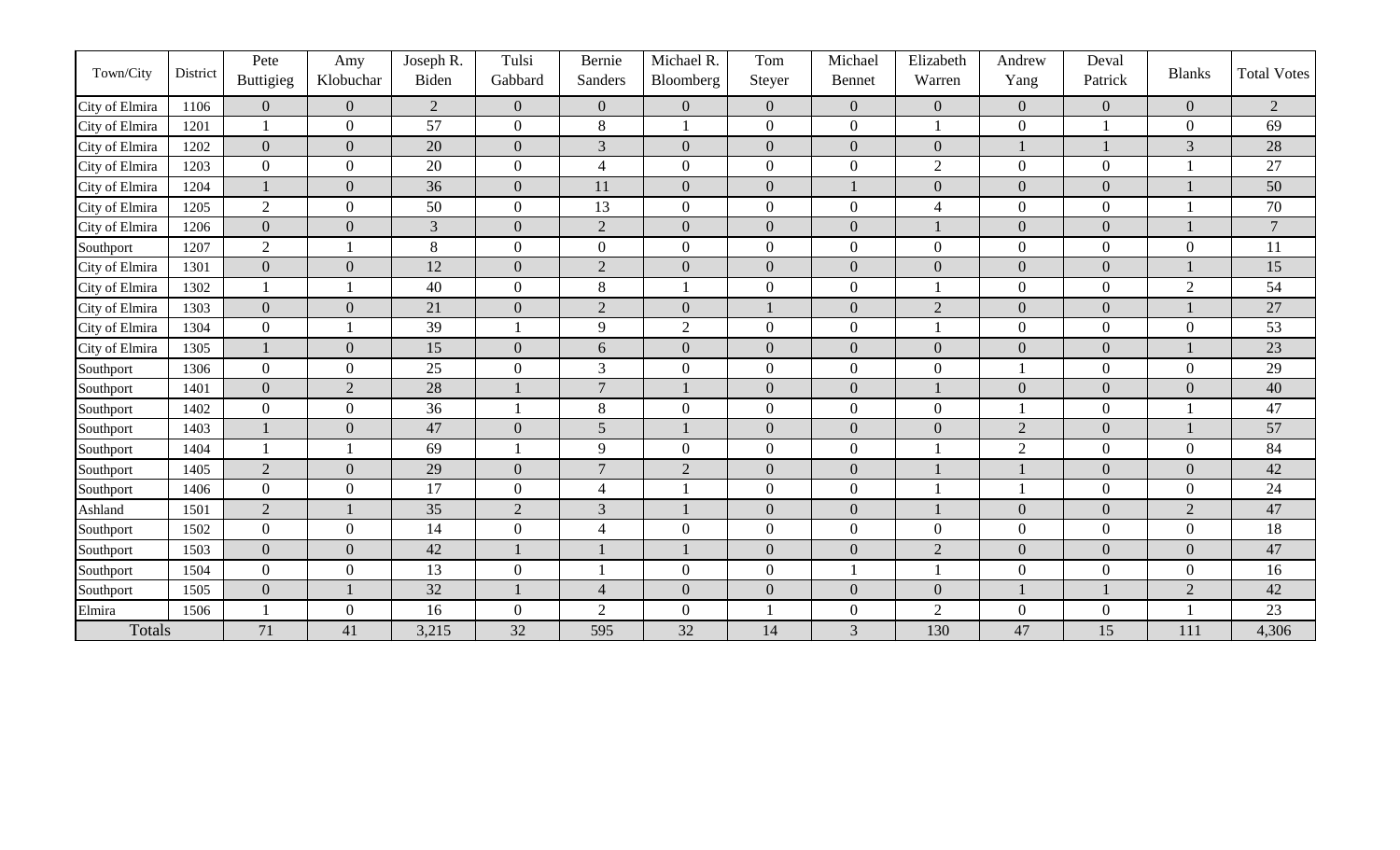| Town/City | District | Pete Buttigieg | Amy Klobuchar | Joseph R. Biden | Tulsi Gabbard | Bernie Sanders | Michael R. Bloomberg | Tom Steyer | Michael Bennet | Elizabeth Warren | Andrew Yang | Deval Patrick | Blanks | Total Votes |
|---|---|---|---|---|---|---|---|---|---|---|---|---|---|---|
| City of Elmira | 1106 | 0 | 0 | 2 | 0 | 0 | 0 | 0 | 0 | 0 | 0 | 0 | 0 | 2 |
| City of Elmira | 1201 | 1 | 0 | 57 | 0 | 8 | 1 | 0 | 0 | 1 | 0 | 1 | 0 | 69 |
| City of Elmira | 1202 | 0 | 0 | 20 | 0 | 3 | 0 | 0 | 0 | 0 | 1 | 1 | 3 | 28 |
| City of Elmira | 1203 | 0 | 0 | 20 | 0 | 4 | 0 | 0 | 0 | 2 | 0 | 0 | 1 | 27 |
| City of Elmira | 1204 | 1 | 0 | 36 | 0 | 11 | 0 | 0 | 1 | 0 | 0 | 0 | 1 | 50 |
| City of Elmira | 1205 | 2 | 0 | 50 | 0 | 13 | 0 | 0 | 0 | 4 | 0 | 0 | 1 | 70 |
| City of Elmira | 1206 | 0 | 0 | 3 | 0 | 2 | 0 | 0 | 0 | 1 | 0 | 0 | 1 | 7 |
| Southport | 1207 | 2 | 1 | 8 | 0 | 0 | 0 | 0 | 0 | 0 | 0 | 0 | 0 | 11 |
| City of Elmira | 1301 | 0 | 0 | 12 | 0 | 2 | 0 | 0 | 0 | 0 | 0 | 0 | 1 | 15 |
| City of Elmira | 1302 | 1 | 1 | 40 | 0 | 8 | 1 | 0 | 0 | 1 | 0 | 0 | 2 | 54 |
| City of Elmira | 1303 | 0 | 0 | 21 | 0 | 2 | 0 | 1 | 0 | 2 | 0 | 0 | 1 | 27 |
| City of Elmira | 1304 | 0 | 1 | 39 | 1 | 9 | 2 | 0 | 0 | 1 | 0 | 0 | 0 | 53 |
| City of Elmira | 1305 | 1 | 0 | 15 | 0 | 6 | 0 | 0 | 0 | 0 | 0 | 0 | 1 | 23 |
| Southport | 1306 | 0 | 0 | 25 | 0 | 3 | 0 | 0 | 0 | 0 | 1 | 0 | 0 | 29 |
| Southport | 1401 | 0 | 2 | 28 | 1 | 7 | 1 | 0 | 0 | 1 | 0 | 0 | 0 | 40 |
| Southport | 1402 | 0 | 0 | 36 | 1 | 8 | 0 | 0 | 0 | 0 | 1 | 0 | 1 | 47 |
| Southport | 1403 | 1 | 0 | 47 | 0 | 5 | 1 | 0 | 0 | 0 | 2 | 0 | 1 | 57 |
| Southport | 1404 | 1 | 1 | 69 | 1 | 9 | 0 | 0 | 0 | 1 | 2 | 0 | 0 | 84 |
| Southport | 1405 | 2 | 0 | 29 | 0 | 7 | 2 | 0 | 0 | 1 | 1 | 0 | 0 | 42 |
| Southport | 1406 | 0 | 0 | 17 | 0 | 4 | 1 | 0 | 0 | 1 | 1 | 0 | 0 | 24 |
| Ashland | 1501 | 2 | 1 | 35 | 2 | 3 | 1 | 0 | 0 | 1 | 0 | 0 | 2 | 47 |
| Southport | 1502 | 0 | 0 | 14 | 0 | 4 | 0 | 0 | 0 | 0 | 0 | 0 | 0 | 18 |
| Southport | 1503 | 0 | 0 | 42 | 1 | 1 | 1 | 0 | 0 | 2 | 0 | 0 | 0 | 47 |
| Southport | 1504 | 0 | 0 | 13 | 0 | 1 | 0 | 0 | 1 | 1 | 0 | 0 | 0 | 16 |
| Southport | 1505 | 0 | 1 | 32 | 1 | 4 | 0 | 0 | 0 | 0 | 1 | 1 | 2 | 42 |
| Elmira | 1506 | 1 | 0 | 16 | 0 | 2 | 0 | 1 | 0 | 2 | 0 | 0 | 1 | 23 |
| Totals | | 71 | 41 | 3,215 | 32 | 595 | 32 | 14 | 3 | 130 | 47 | 15 | 111 | 4,306 |